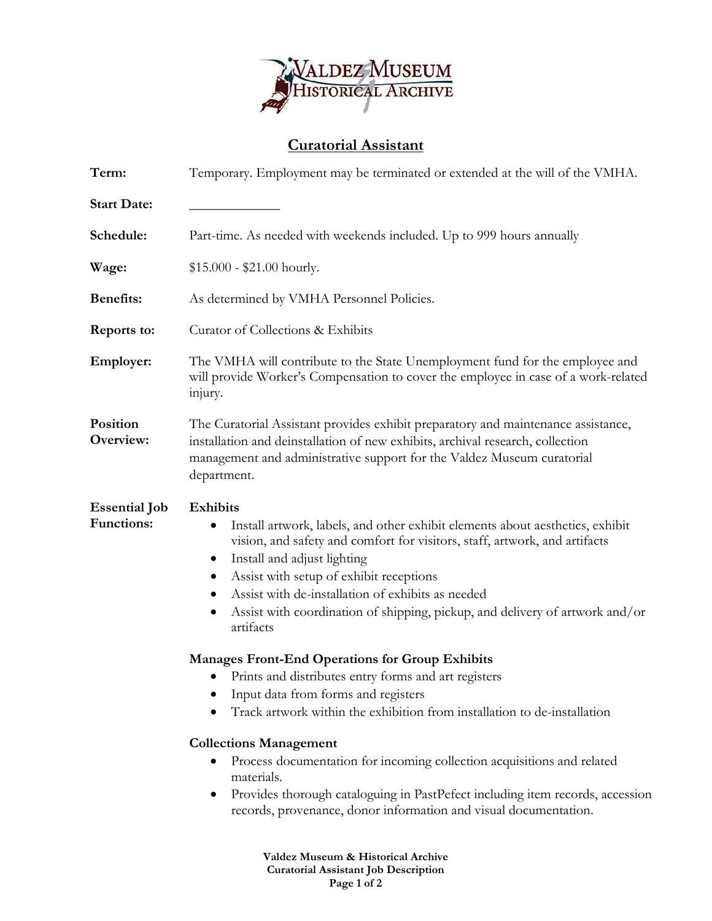# Curatorial Assistant

**Term:** Temporary. Employment may be terminated or extended at the will of the VMHA.

**Start Date:** _____________

**Schedule:** Part-time. As needed with weekends included. Up to 999 hours annually

**Wage:** $15.000 - $21.00 hourly.

**Benefits:** As determined by VMHA Personnel Policies.

**Reports to:** Curator of Collections & Exhibits

**Employer:** The VMHA will contribute to the State Unemployment fund for the employee and will provide Worker's Compensation to cover the employee in case of a work-related injury.

**Position Overview:** The Curatorial Assistant provides exhibit preparatory and maintenance assistance, installation and deinstallation of new exhibits, archival research, collection management and administrative support for the Valdez Museum curatorial department.

**Essential Job Functions:**

**Exhibits**

- Install artwork, labels, and other exhibit elements about aesthetics, exhibit vision, and safety and comfort for visitors, staff, artwork, and artifacts
- Install and adjust lighting
- Assist with setup of exhibit receptions
- Assist with de-installation of exhibits as needed
- Assist with coordination of shipping, pickup, and delivery of artwork and/or artifacts

**Manages Front-End Operations for Group Exhibits**

- Prints and distributes entry forms and art registers
- Input data from forms and registers
- Track artwork within the exhibition from installation to de-installation

**Collections Management**

- Process documentation for incoming collection acquisitions and related materials.
- Provides thorough cataloguing in PastPefect including item records, accession records, provenance, donor information and visual documentation.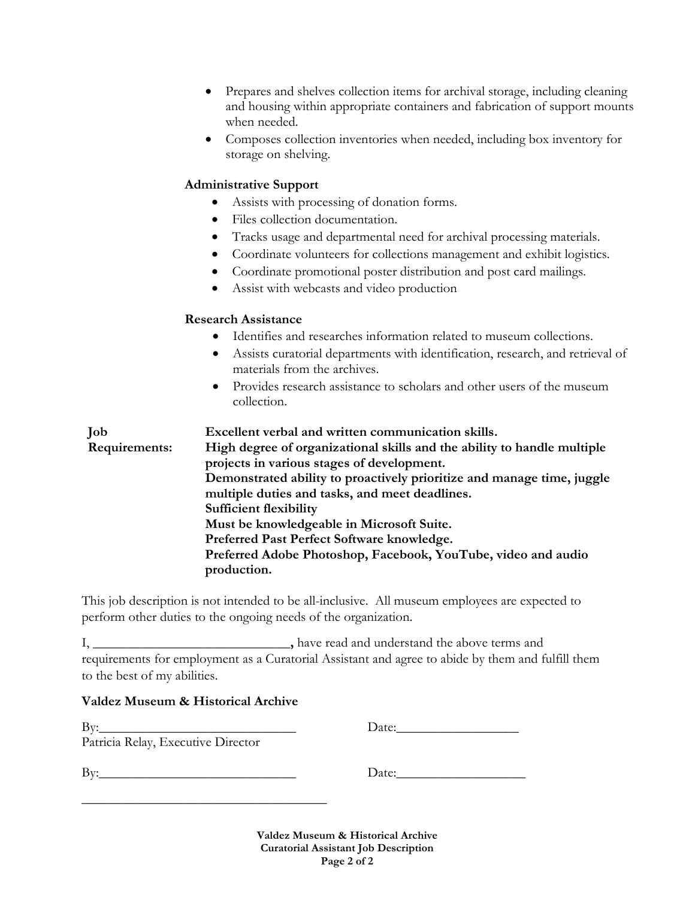- Prepares and shelves collection items for archival storage, including cleaning and housing within appropriate containers and fabrication of support mounts when needed.
- Composes collection inventories when needed, including box inventory for storage on shelving.

**Administrative Support**

- Assists with processing of donation forms.
- Files collection documentation.
- Tracks usage and departmental need for archival processing materials.
- Coordinate volunteers for collections management and exhibit logistics.
- Coordinate promotional poster distribution and post card mailings.
- Assist with webcasts and video production

**Research Assistance**

- Identifies and researches information related to museum collections.
- Assists curatorial departments with identification, research, and retrieval of materials from the archives.
- Provides research assistance to scholars and other users of the museum collection.

**Job Requirements:**

**Excellent verbal and written communication skills.**
**High degree of organizational skills and the ability to handle multiple projects in various stages of development.**
**Demonstrated ability to proactively prioritize and manage time, juggle multiple duties and tasks, and meet deadlines.**
**Sufficient flexibility**
**Must be knowledgeable in Microsoft Suite.**
**Preferred Past Perfect Software knowledge.**
**Preferred Adobe Photoshop, Facebook, YouTube, video and audio production.**

This job description is not intended to be all-inclusive. All museum employees are expected to perform other duties to the ongoing needs of the organization.

I, ______________________________**,** have read and understand the above terms and requirements for employment as a Curatorial Assistant and agree to abide by them and fulfill them to the best of my abilities.

**Valdez Museum & Historical Archive**

By:______________________________ Date:__________________
Patricia Relay, Executive Director

By:______________________________ Date:__________________

_____________________________________